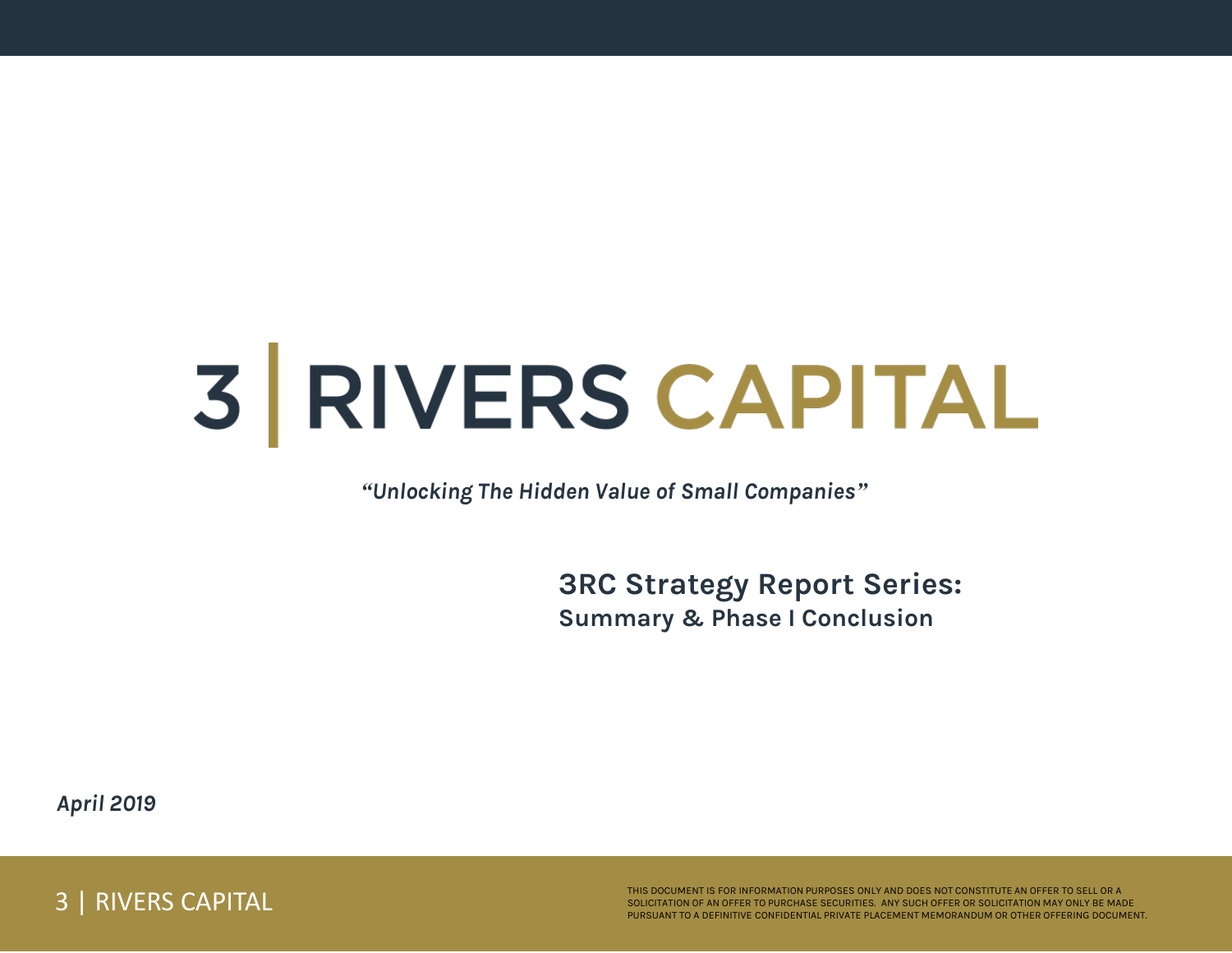# 3 | RIVERS CAPITAL

*"Unlocking The Hidden Value of Small Companies"*

## 3RC Strategy Report Series:

### Summary & Phase I Conclusion

*April 2019*

THIS DOCUMENT IS FOR INFORMATION PURPOSES ONLY AND DOES NOT CONSTITUTE AN OFFER TO SELL OR A SOLICITATION OF AN OFFER TO PURCHASE SECURITIES. ANY SUCH OFFER OR SOLICITATION MAY ONLY BE MADE PURSUANT TO A DEFINITIVE CONFIDENTIAL PRIVATE PLACEMENT MEMORANDUM OR OTHER OFFERING DOCUMENT.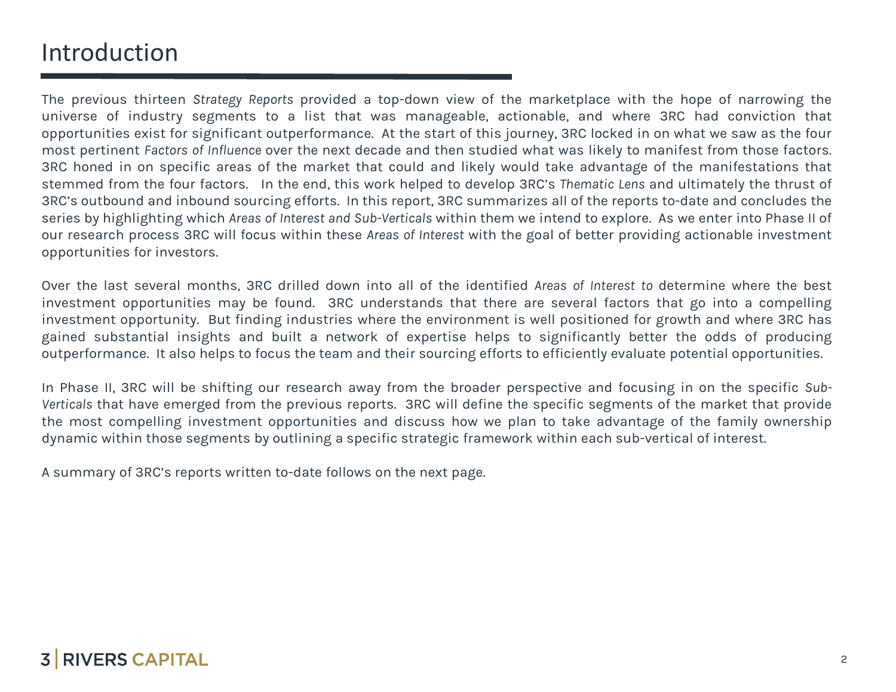# Introduction

The previous thirteen *Strategy Reports* provided a top-down view of the marketplace with the hope of narrowing the universe of industry segments to a list that was manageable, actionable, and where 3RC had conviction that opportunities exist for significant outperformance. At the start of this journey, 3RC locked in on what we saw as the four most pertinent *Factors of Influence* over the next decade and then studied what was likely to manifest from those factors. 3RC honed in on specific areas of the market that could and likely would take advantage of the manifestations that stemmed from the four factors. In the end, this work helped to develop 3RC's *Thematic Lens* and ultimately the thrust of 3RC's outbound and inbound sourcing efforts. In this report, 3RC summarizes all of the reports to-date and concludes the series by highlighting which *Areas of Interest and Sub-Verticals* within them we intend to explore. As we enter into Phase II of our research process 3RC will focus within these *Areas of Interest* with the goal of better providing actionable investment opportunities for investors.

Over the last several months, 3RC drilled down into all of the identified *Areas of Interest to* determine where the best investment opportunities may be found. 3RC understands that there are several factors that go into a compelling investment opportunity. But finding industries where the environment is well positioned for growth and where 3RC has gained substantial insights and built a network of expertise helps to significantly better the odds of producing outperformance. It also helps to focus the team and their sourcing efforts to efficiently evaluate potential opportunities.

In Phase II, 3RC will be shifting our research away from the broader perspective and focusing in on the specific *Sub-Verticals* that have emerged from the previous reports. 3RC will define the specific segments of the market that provide the most compelling investment opportunities and discuss how we plan to take advantage of the family ownership dynamic within those segments by outlining a specific strategic framework within each sub-vertical of interest.

A summary of 3RC's reports written to-date follows on the next page.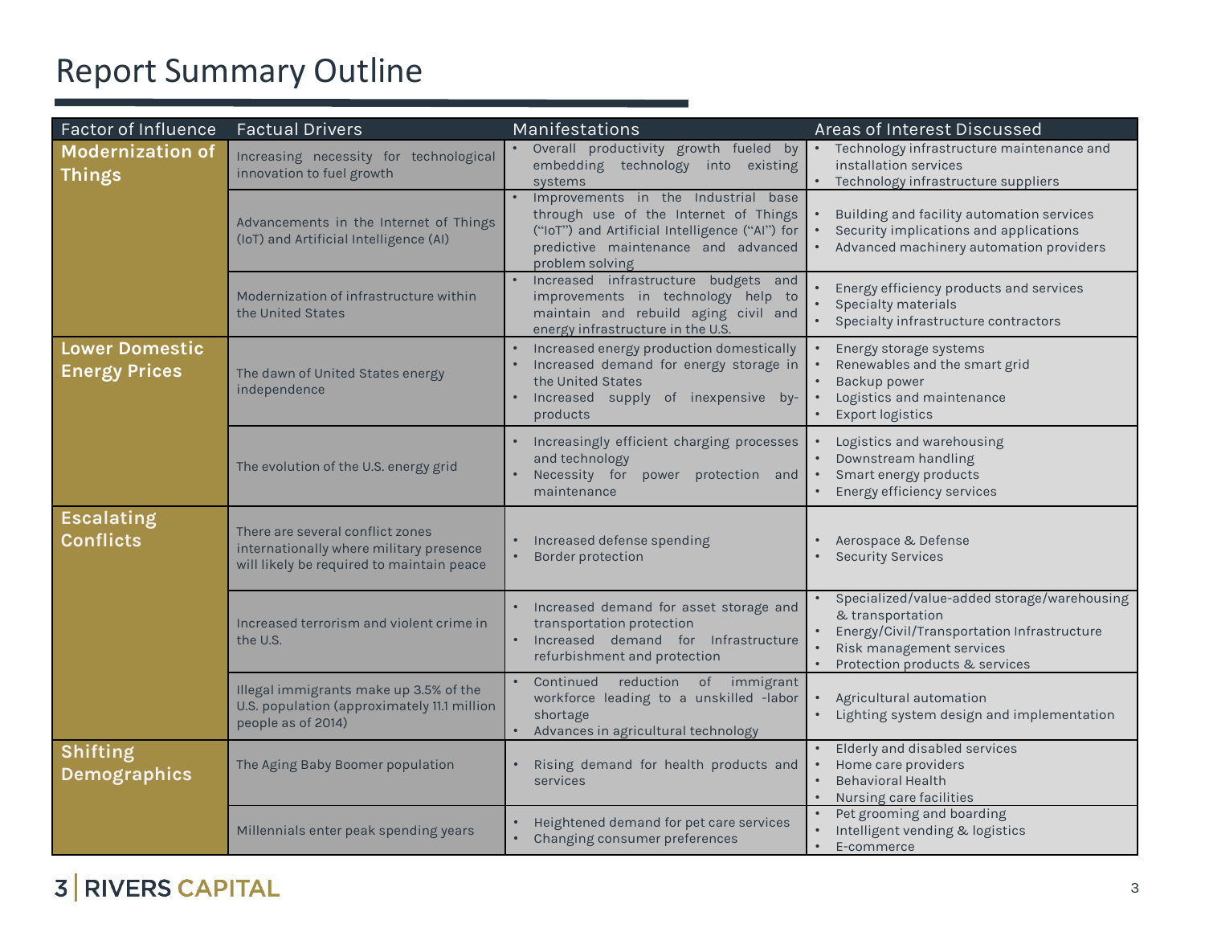# Report Summary Outline

| Factor of Influence | Factual Drivers | Manifestations | Areas of Interest Discussed |
|---|---|---|---|
| **Modernization of Things** | Increasing necessity for technological innovation to fuel growth | • Overall productivity growth fueled by embedding technology into existing systems | • Technology infrastructure maintenance and installation services<br>• Technology infrastructure suppliers |
| | Advancements in the Internet of Things (IoT) and Artificial Intelligence (AI) | • Improvements in the Industrial base through use of the Internet of Things ("IoT") and Artificial Intelligence ("AI") for predictive maintenance and advanced problem solving | • Building and facility automation services<br>• Security implications and applications<br>• Advanced machinery automation providers |
| | Modernization of infrastructure within the United States | • Increased infrastructure budgets and improvements in technology help to maintain and rebuild aging civil and energy infrastructure in the U.S. | • Energy efficiency products and services<br>• Specialty materials<br>• Specialty infrastructure contractors |
| **Lower Domestic Energy Prices** | The dawn of United States energy independence | • Increased energy production domestically<br>• Increased demand for energy storage in the United States<br>• Increased supply of inexpensive by-products | • Energy storage systems<br>• Renewables and the smart grid<br>• Backup power<br>• Logistics and maintenance<br>• Export logistics |
| | The evolution of the U.S. energy grid | • Increasingly efficient charging processes and technology<br>• Necessity for power protection and maintenance | • Logistics and warehousing<br>• Downstream handling<br>• Smart energy products<br>• Energy efficiency services |
| **Escalating Conflicts** | There are several conflict zones internationally where military presence will likely be required to maintain peace | • Increased defense spending<br>• Border protection | • Aerospace & Defense<br>• Security Services |
| | Increased terrorism and violent crime in the U.S. | • Increased demand for asset storage and transportation protection<br>• Increased demand for Infrastructure refurbishment and protection | • Specialized/value-added storage/warehousing & transportation<br>• Energy/Civil/Transportation Infrastructure<br>• Risk management services<br>• Protection products & services |
| | Illegal immigrants make up 3.5% of the U.S. population (approximately 11.1 million people as of 2014) | • Continued reduction of immigrant workforce leading to a unskilled -labor shortage<br>• Advances in agricultural technology | • Agricultural automation<br>• Lighting system design and implementation |
| **Shifting Demographics** | The Aging Baby Boomer population | • Rising demand for health products and services | • Elderly and disabled services<br>• Home care providers<br>• Behavioral Health<br>• Nursing care facilities |
| | Millennials enter peak spending years | • Heightened demand for pet care services<br>• Changing consumer preferences | • Pet grooming and boarding<br>• Intelligent vending & logistics<br>• E-commerce |

3 | RIVERS CAPITAL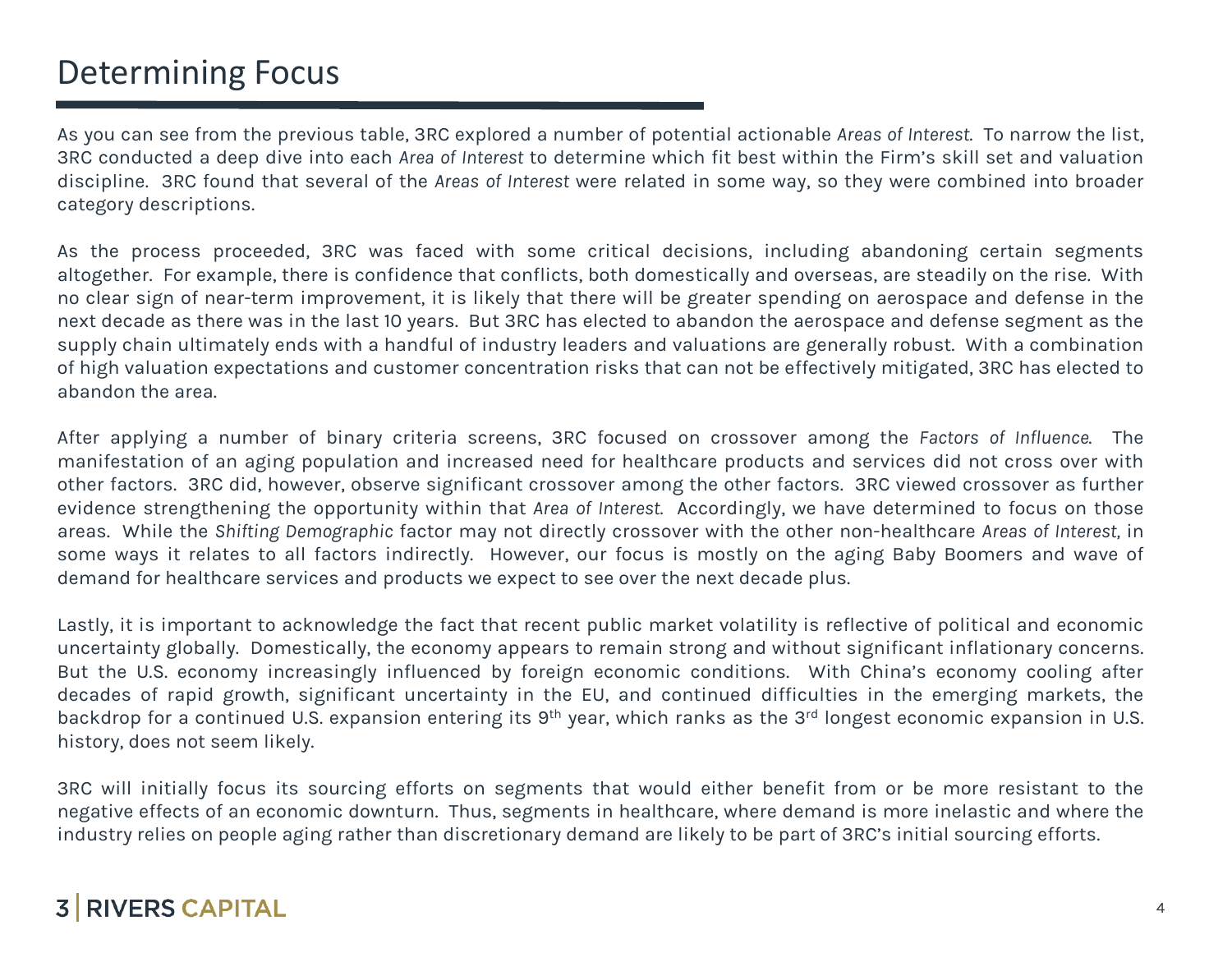# Determining Focus

As you can see from the previous table, 3RC explored a number of potential actionable *Areas of Interest*. To narrow the list, 3RC conducted a deep dive into each *Area of Interest* to determine which fit best within the Firm's skill set and valuation discipline. 3RC found that several of the *Areas of Interest* were related in some way, so they were combined into broader category descriptions.

As the process proceeded, 3RC was faced with some critical decisions, including abandoning certain segments altogether. For example, there is confidence that conflicts, both domestically and overseas, are steadily on the rise. With no clear sign of near-term improvement, it is likely that there will be greater spending on aerospace and defense in the next decade as there was in the last 10 years. But 3RC has elected to abandon the aerospace and defense segment as the supply chain ultimately ends with a handful of industry leaders and valuations are generally robust. With a combination of high valuation expectations and customer concentration risks that can not be effectively mitigated, 3RC has elected to abandon the area.

After applying a number of binary criteria screens, 3RC focused on crossover among the *Factors of Influence*. The manifestation of an aging population and increased need for healthcare products and services did not cross over with other factors. 3RC did, however, observe significant crossover among the other factors. 3RC viewed crossover as further evidence strengthening the opportunity within that *Area of Interest*. Accordingly, we have determined to focus on those areas. While the *Shifting Demographic* factor may not directly crossover with the other non-healthcare *Areas of Interest*, in some ways it relates to all factors indirectly. However, our focus is mostly on the aging Baby Boomers and wave of demand for healthcare services and products we expect to see over the next decade plus.

Lastly, it is important to acknowledge the fact that recent public market volatility is reflective of political and economic uncertainty globally. Domestically, the economy appears to remain strong and without significant inflationary concerns. But the U.S. economy increasingly influenced by foreign economic conditions. With China's economy cooling after decades of rapid growth, significant uncertainty in the EU, and continued difficulties in the emerging markets, the backdrop for a continued U.S. expansion entering its 9th year, which ranks as the 3rd longest economic expansion in U.S. history, does not seem likely.

3RC will initially focus its sourcing efforts on segments that would either benefit from or be more resistant to the negative effects of an economic downturn. Thus, segments in healthcare, where demand is more inelastic and where the industry relies on people aging rather than discretionary demand are likely to be part of 3RC's initial sourcing efforts.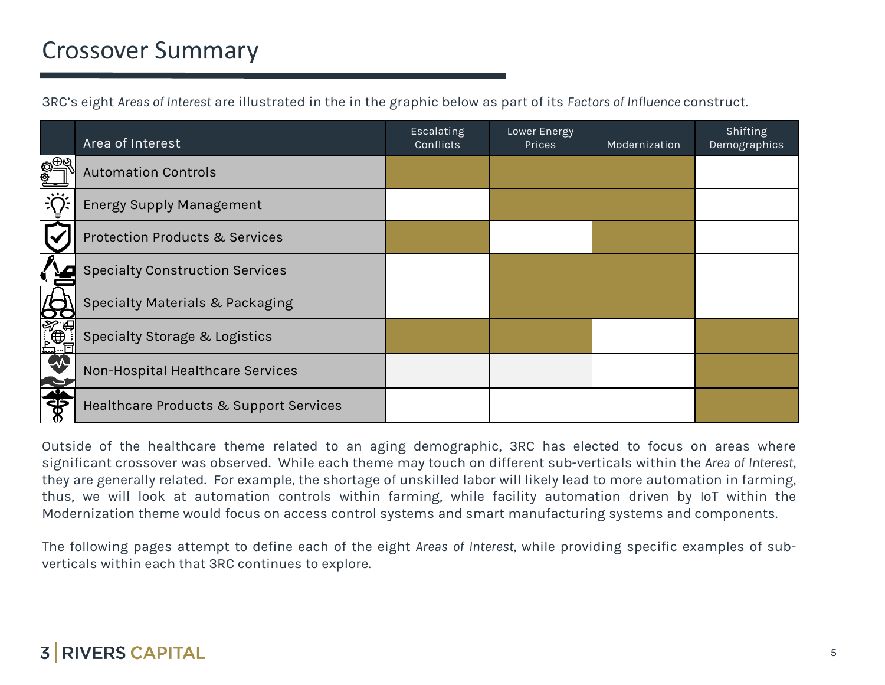# Crossover Summary

3RC's eight *Areas of Interest* are illustrated in the in the graphic below as part of its *Factors of Influence* construct.

| Area of Interest | Escalating Conflicts | Lower Energy Prices | Modernization | Shifting Demographics |
|---|---|---|---|---|
| Automation Controls | X | X | X | |
| Energy Supply Management | | X | X | |
| Protection Products & Services | X | | X | |
| Specialty Construction Services | | X | X | |
| Specialty Materials & Packaging | | X | X | |
| Specialty Storage & Logistics | X | X | | X |
| Non-Hospital Healthcare Services | | | | X |
| Healthcare Products & Support Services | | | | X |

Outside of the healthcare theme related to an aging demographic, 3RC has elected to focus on areas where significant crossover was observed. While each theme may touch on different sub-verticals within the *Area of Interest*, they are generally related. For example, the shortage of unskilled labor will likely lead to more automation in farming, thus, we will look at automation controls within farming, while facility automation driven by IoT within the Modernization theme would focus on access control systems and smart manufacturing systems and components.

The following pages attempt to define each of the eight *Areas of Interest*, while providing specific examples of sub-verticals within each that 3RC continues to explore.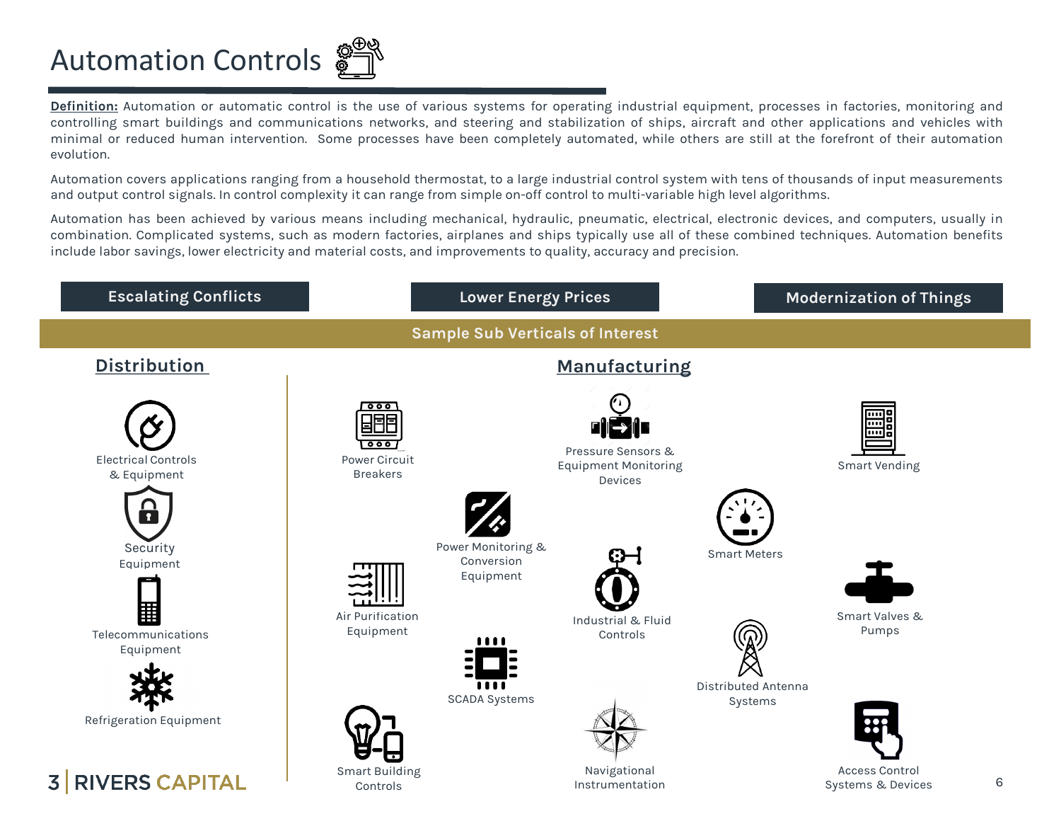# Automation Controls

**Definition:** Automation or automatic control is the use of various systems for operating industrial equipment, processes in factories, monitoring and controlling smart buildings and communications networks, and steering and stabilization of ships, aircraft and other applications and vehicles with minimal or reduced human intervention. Some processes have been completely automated, while others are still at the forefront of their automation evolution.

Automation covers applications ranging from a household thermostat, to a large industrial control system with tens of thousands of input measurements and output control signals. In control complexity it can range from simple on-off control to multi-variable high level algorithms.

Automation has been achieved by various means including mechanical, hydraulic, pneumatic, electrical, electronic devices, and computers, usually in combination. Complicated systems, such as modern factories, airplanes and ships typically use all of these combined techniques. Automation benefits include labor savings, lower electricity and material costs, and improvements to quality, accuracy and precision.

**Escalating Conflicts** | **Lower Energy Prices** | **Modernization of Things**

## Sample Sub Verticals of Interest

### Distribution

- Electrical Controls & Equipment
- Security Equipment
- Telecommunications Equipment
- Refrigeration Equipment

### Manufacturing

- Power Circuit Breakers
- Pressure Sensors & Equipment Monitoring Devices
- Smart Vending
- Power Monitoring & Conversion Equipment
- Smart Meters
- Air Purification Equipment
- Industrial & Fluid Controls
- Smart Valves & Pumps
- SCADA Systems
- Distributed Antenna Systems
- Smart Building Controls
- Navigational Instrumentation
- Access Control Systems & Devices

3 | RIVERS CAPITAL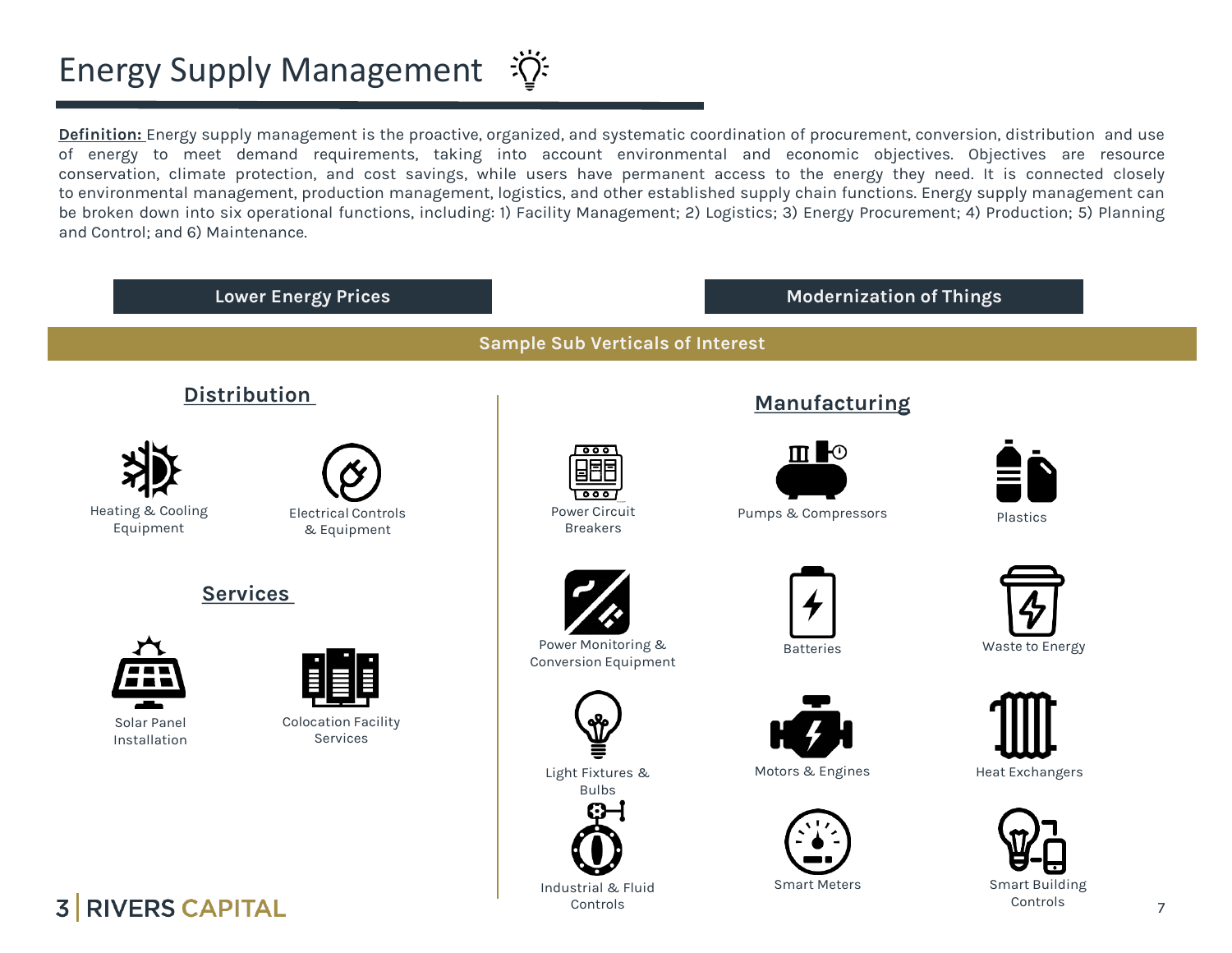# Energy Supply Management

**Definition:** Energy supply management is the proactive, organized, and systematic coordination of procurement, conversion, distribution and use of energy to meet demand requirements, taking into account environmental and economic objectives. Objectives are resource conservation, climate protection, and cost savings, while users have permanent access to the energy they need. It is connected closely to environmental management, production management, logistics, and other established supply chain functions. Energy supply management can be broken down into six operational functions, including: 1) Facility Management; 2) Logistics; 3) Energy Procurement; 4) Production; 5) Planning and Control; and 6) Maintenance.

**Lower Energy Prices** | **Modernization of Things**

## Sample Sub Verticals of Interest

### Distribution

- Heating & Cooling Equipment
- Electrical Controls & Equipment

### Services

- Solar Panel Installation
- Colocation Facility Services

### Manufacturing

- Power Circuit Breakers
- Pumps & Compressors
- Plastics
- Power Monitoring & Conversion Equipment
- Batteries
- Waste to Energy
- Light Fixtures & Bulbs
- Motors & Engines
- Heat Exchangers
- Industrial & Fluid Controls
- Smart Meters
- Smart Building Controls

3 | RIVERS CAPITAL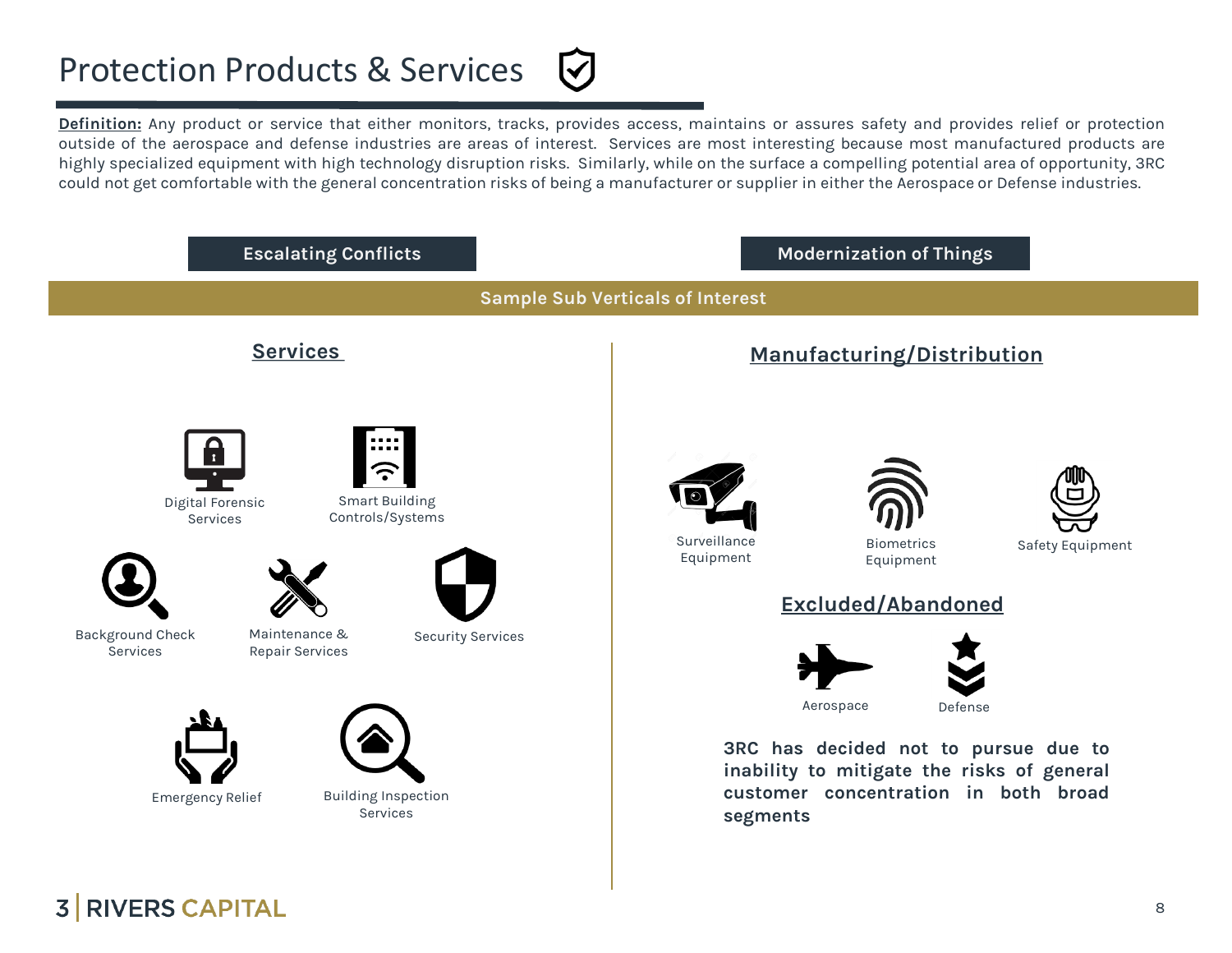# Protection Products & Services

**Definition:** Any product or service that either monitors, tracks, provides access, maintains or assures safety and provides relief or protection outside of the aerospace and defense industries are areas of interest. Services are most interesting because most manufactured products are highly specialized equipment with high technology disruption risks. Similarly, while on the surface a compelling potential area of opportunity, 3RC could not get comfortable with the general concentration risks of being a manufacturer or supplier in either the Aerospace or Defense industries.

**Escalating Conflicts**

**Modernization of Things**

**Sample Sub Verticals of Interest**

## Services

- Digital Forensic Services
- Smart Building Controls/Systems
- Background Check Services
- Maintenance & Repair Services
- Security Services
- Emergency Relief
- Building Inspection Services

## Manufacturing/Distribution

- Surveillance Equipment
- Biometrics Equipment
- Safety Equipment

## Excluded/Abandoned

- Aerospace
- Defense

**3RC has decided not to pursue due to inability to mitigate the risks of general customer concentration in both broad segments**

3 | RIVERS CAPITAL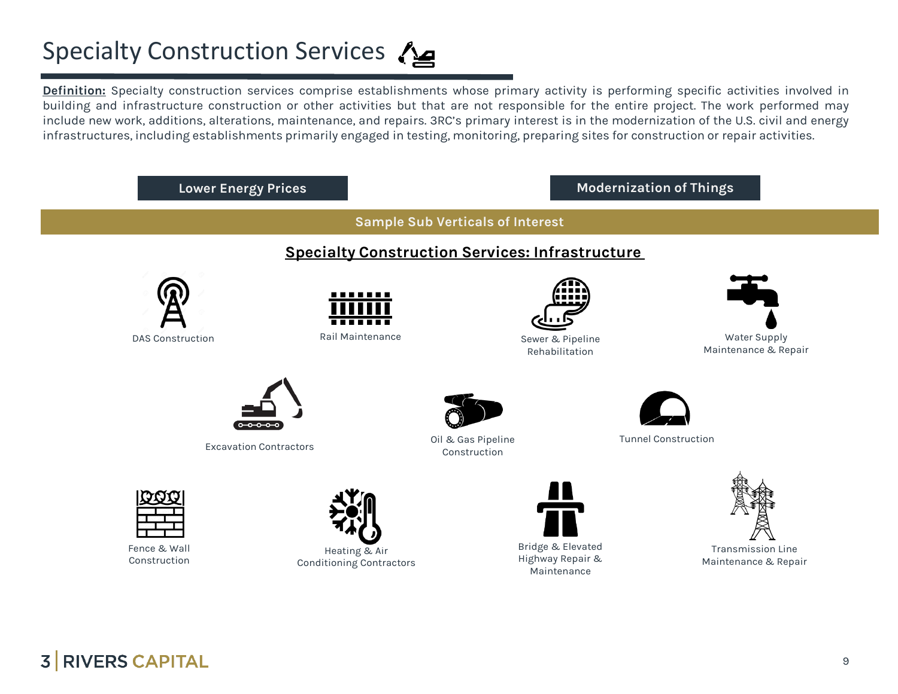# Specialty Construction Services

**Definition:** Specialty construction services comprise establishments whose primary activity is performing specific activities involved in building and infrastructure construction or other activities but that are not responsible for the entire project. The work performed may include new work, additions, alterations, maintenance, and repairs. 3RC's primary interest is in the modernization of the U.S. civil and energy infrastructures, including establishments primarily engaged in testing, monitoring, preparing sites for construction or repair activities.

**Lower Energy Prices**

**Modernization of Things**

**Sample Sub Verticals of Interest**

## Specialty Construction Services: Infrastructure

- DAS Construction
- Rail Maintenance
- Sewer & Pipeline Rehabilitation
- Water Supply Maintenance & Repair
- Excavation Contractors
- Oil & Gas Pipeline Construction
- Tunnel Construction
- Fence & Wall Construction
- Heating & Air Conditioning Contractors
- Bridge & Elevated Highway Repair & Maintenance
- Transmission Line Maintenance & Repair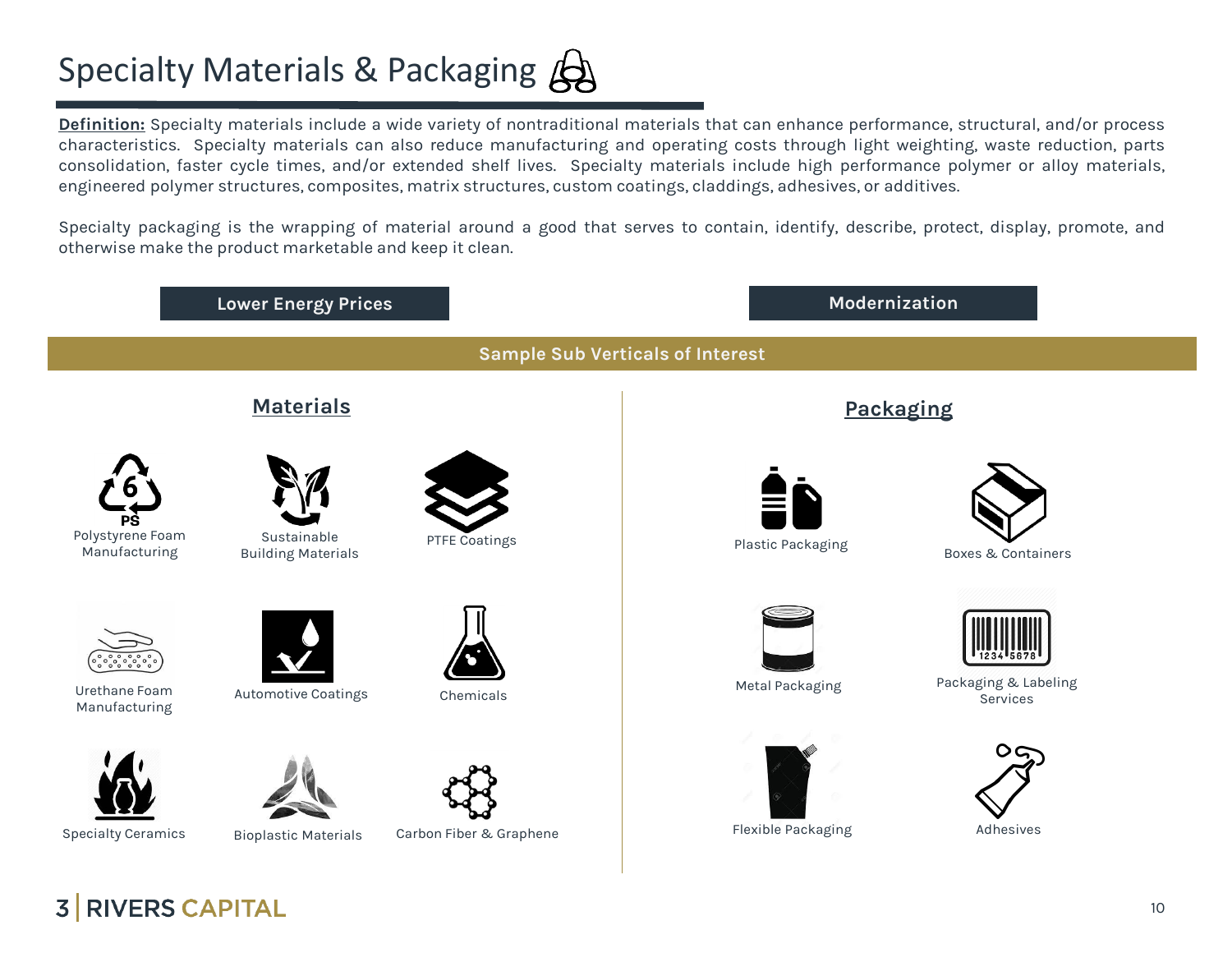# Specialty Materials & Packaging

**Definition:** Specialty materials include a wide variety of nontraditional materials that can enhance performance, structural, and/or process characteristics. Specialty materials can also reduce manufacturing and operating costs through light weighting, waste reduction, parts consolidation, faster cycle times, and/or extended shelf lives. Specialty materials include high performance polymer or alloy materials, engineered polymer structures, composites, matrix structures, custom coatings, claddings, adhesives, or additives.

Specialty packaging is the wrapping of material around a good that serves to contain, identify, describe, protect, display, promote, and otherwise make the product marketable and keep it clean.

**Lower Energy Prices**

**Modernization**

## Sample Sub Verticals of Interest

### Materials

- Polystyrene Foam Manufacturing
- Sustainable Building Materials
- PTFE Coatings
- Urethane Foam Manufacturing
- Automotive Coatings
- Chemicals
- Specialty Ceramics
- Bioplastic Materials
- Carbon Fiber & Graphene

### Packaging

- Plastic Packaging
- Boxes & Containers
- Metal Packaging
- Packaging & Labeling Services
- Flexible Packaging
- Adhesives

3 | RIVERS CAPITAL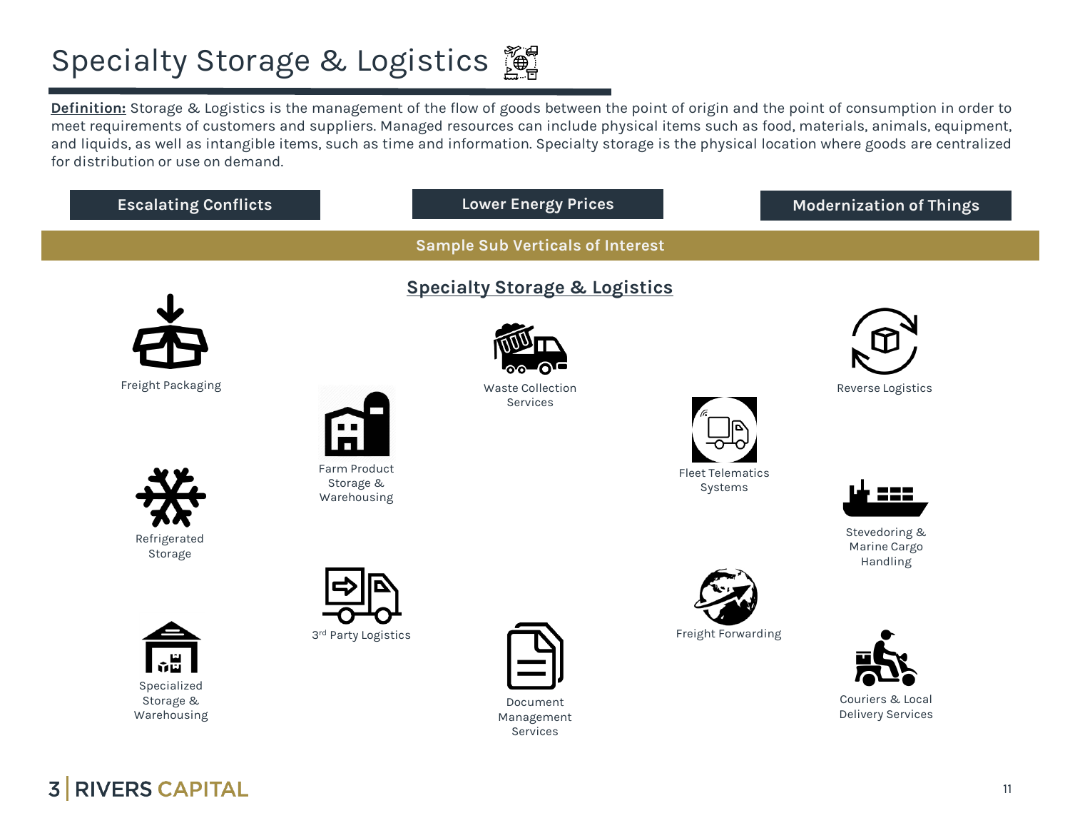# Specialty Storage & Logistics

**Definition:** Storage & Logistics is the management of the flow of goods between the point of origin and the point of consumption in order to meet requirements of customers and suppliers. Managed resources can include physical items such as food, materials, animals, equipment, and liquids, as well as intangible items, such as time and information. Specialty storage is the physical location where goods are centralized for distribution or use on demand.

**Escalating Conflicts** | **Lower Energy Prices** | **Modernization of Things**

## Sample Sub Verticals of Interest

### Specialty Storage & Logistics

- Freight Packaging
- Refrigerated Storage
- Specialized Storage & Warehousing
- Farm Product Storage & Warehousing
- 3rd Party Logistics
- Waste Collection Services
- Document Management Services
- Fleet Telematics Systems
- Freight Forwarding
- Reverse Logistics
- Stevedoring & Marine Cargo Handling
- Couriers & Local Delivery Services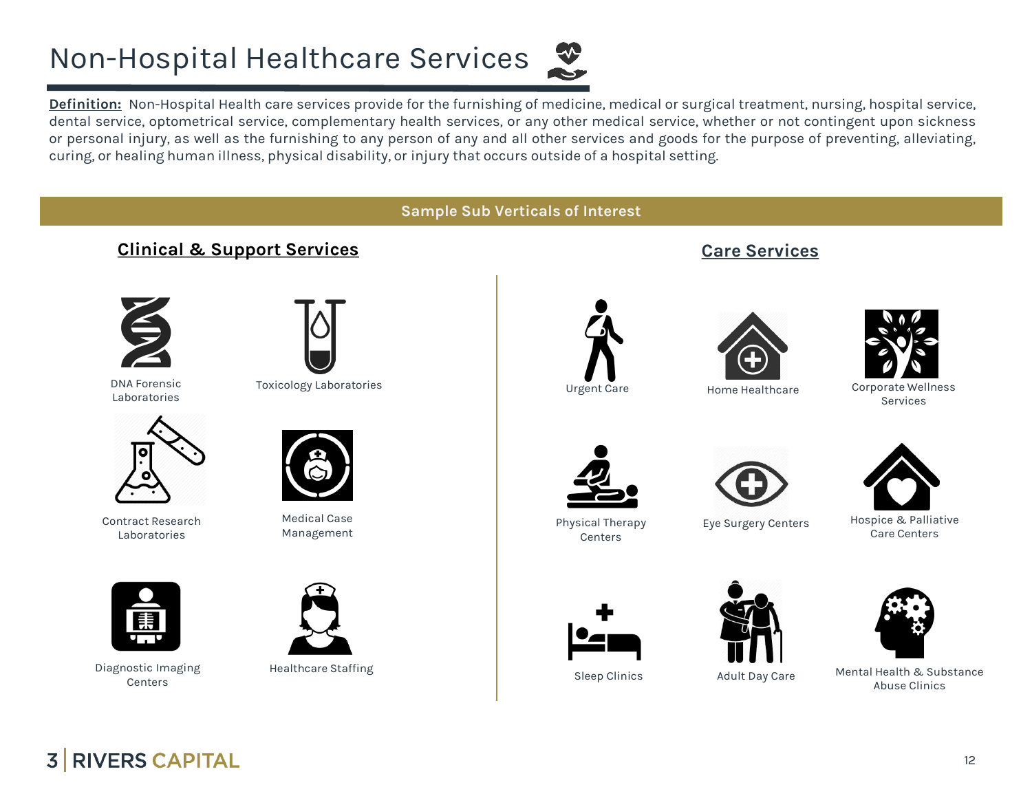# Non-Hospital Healthcare Services

**Definition:** Non-Hospital Health care services provide for the furnishing of medicine, medical or surgical treatment, nursing, hospital service, dental service, optometrical service, complementary health services, or any other medical service, whether or not contingent upon sickness or personal injury, as well as the furnishing to any person of any and all other services and goods for the purpose of preventing, alleviating, curing, or healing human illness, physical disability, or injury that occurs outside of a hospital setting.

## Sample Sub Verticals of Interest

### Clinical & Support Services

- DNA Forensic Laboratories
- Toxicology Laboratories
- Contract Research Laboratories
- Medical Case Management
- Diagnostic Imaging Centers
- Healthcare Staffing

### Care Services

- Urgent Care
- Home Healthcare
- Corporate Wellness Services
- Physical Therapy Centers
- Eye Surgery Centers
- Hospice & Palliative Care Centers
- Sleep Clinics
- Adult Day Care
- Mental Health & Substance Abuse Clinics

3 | RIVERS CAPITAL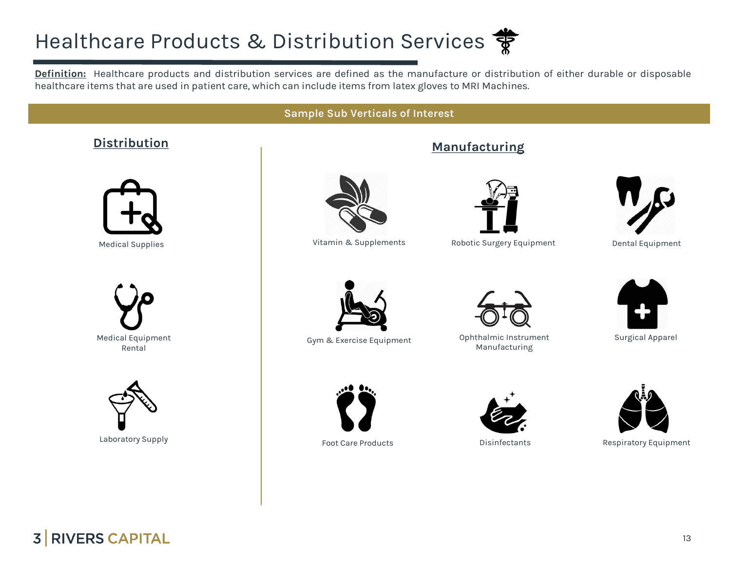# Healthcare Products & Distribution Services

**Definition:** Healthcare products and distribution services are defined as the manufacture or distribution of either durable or disposable healthcare items that are used in patient care, which can include items from latex gloves to MRI Machines.

## Sample Sub Verticals of Interest

### Distribution

- Medical Supplies
- Medical Equipment Rental
- Laboratory Supply

### Manufacturing

- Vitamin & Supplements
- Robotic Surgery Equipment
- Dental Equipment
- Gym & Exercise Equipment
- Ophthalmic Instrument Manufacturing
- Surgical Apparel
- Foot Care Products
- Disinfectants
- Respiratory Equipment

3 | RIVERS CAPITAL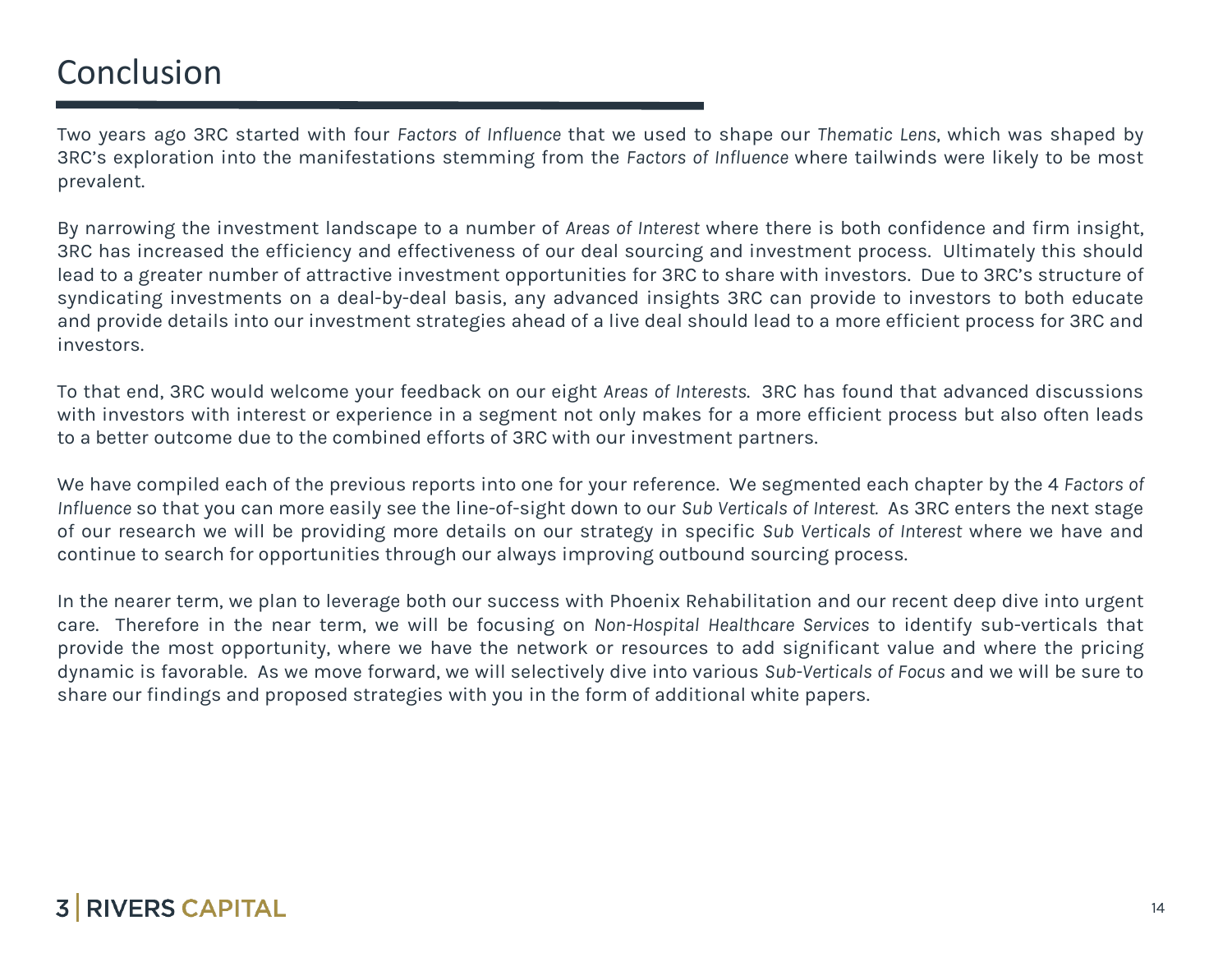# Conclusion

Two years ago 3RC started with four *Factors of Influence* that we used to shape our *Thematic Lens*, which was shaped by 3RC's exploration into the manifestations stemming from the *Factors of Influence* where tailwinds were likely to be most prevalent.

By narrowing the investment landscape to a number of *Areas of Interest* where there is both confidence and firm insight, 3RC has increased the efficiency and effectiveness of our deal sourcing and investment process. Ultimately this should lead to a greater number of attractive investment opportunities for 3RC to share with investors. Due to 3RC's structure of syndicating investments on a deal-by-deal basis, any advanced insights 3RC can provide to investors to both educate and provide details into our investment strategies ahead of a live deal should lead to a more efficient process for 3RC and investors.

To that end, 3RC would welcome your feedback on our eight *Areas of Interests*. 3RC has found that advanced discussions with investors with interest or experience in a segment not only makes for a more efficient process but also often leads to a better outcome due to the combined efforts of 3RC with our investment partners.

We have compiled each of the previous reports into one for your reference. We segmented each chapter by the 4 *Factors of Influence* so that you can more easily see the line-of-sight down to our *Sub Verticals of Interest.* As 3RC enters the next stage of our research we will be providing more details on our strategy in specific *Sub Verticals of Interest* where we have and continue to search for opportunities through our always improving outbound sourcing process.

In the nearer term, we plan to leverage both our success with Phoenix Rehabilitation and our recent deep dive into urgent care. Therefore in the near term, we will be focusing on *Non-Hospital Healthcare Services* to identify sub-verticals that provide the most opportunity, where we have the network or resources to add significant value and where the pricing dynamic is favorable. As we move forward, we will selectively dive into various *Sub-Verticals of Focus* and we will be sure to share our findings and proposed strategies with you in the form of additional white papers.